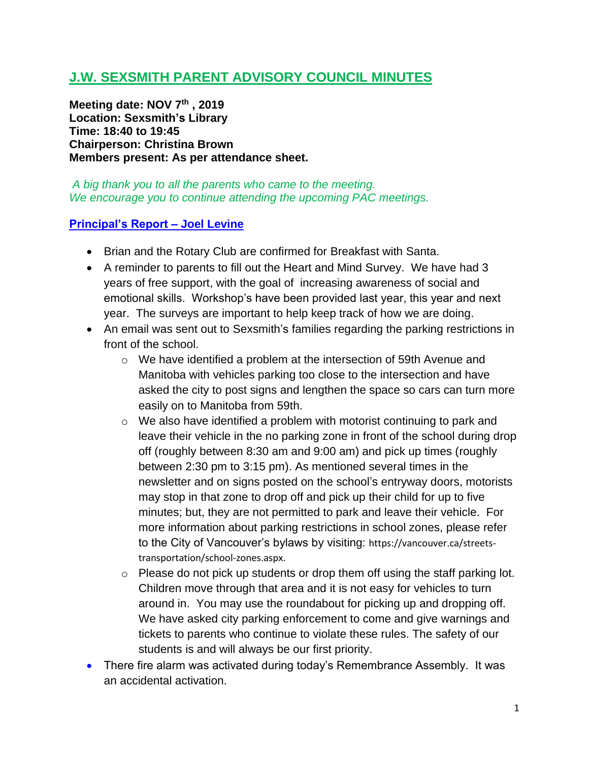# J.W. SEXSMITH PARENT ADVISORY COUNCIL MINUTES

**Meeting date: NOV 7th , 2019**
**Location: Sexsmith's Library**
**Time: 18:40 to 19:45**
**Chairperson: Christina Brown**
**Members present: As per attendance sheet.**

*A big thank you to all the parents who came to the meeting.*
*We encourage you to continue attending the upcoming PAC meetings.*

## Principal's Report – Joel Levine

- Brian and the Rotary Club are confirmed for Breakfast with Santa.
- A reminder to parents to fill out the Heart and Mind Survey. We have had 3 years of free support, with the goal of increasing awareness of social and emotional skills. Workshop's have been provided last year, this year and next year. The surveys are important to help keep track of how we are doing.
- An email was sent out to Sexsmith's families regarding the parking restrictions in front of the school.
    - We have identified a problem at the intersection of 59th Avenue and Manitoba with vehicles parking too close to the intersection and have asked the city to post signs and lengthen the space so cars can turn more easily on to Manitoba from 59th.
    - We also have identified a problem with motorist continuing to park and leave their vehicle in the no parking zone in front of the school during drop off (roughly between 8:30 am and 9:00 am) and pick up times (roughly between 2:30 pm to 3:15 pm). As mentioned several times in the newsletter and on signs posted on the school's entryway doors, motorists may stop in that zone to drop off and pick up their child for up to five minutes; but, they are not permitted to park and leave their vehicle. For more information about parking restrictions in school zones, please refer to the City of Vancouver's bylaws by visiting: https://vancouver.ca/streets-transportation/school-zones.aspx.
    - Please do not pick up students or drop them off using the staff parking lot. Children move through that area and it is not easy for vehicles to turn around in. You may use the roundabout for picking up and dropping off. We have asked city parking enforcement to come and give warnings and tickets to parents who continue to violate these rules. The safety of our students is and will always be our first priority.
- There fire alarm was activated during today's Remembrance Assembly. It was an accidental activation.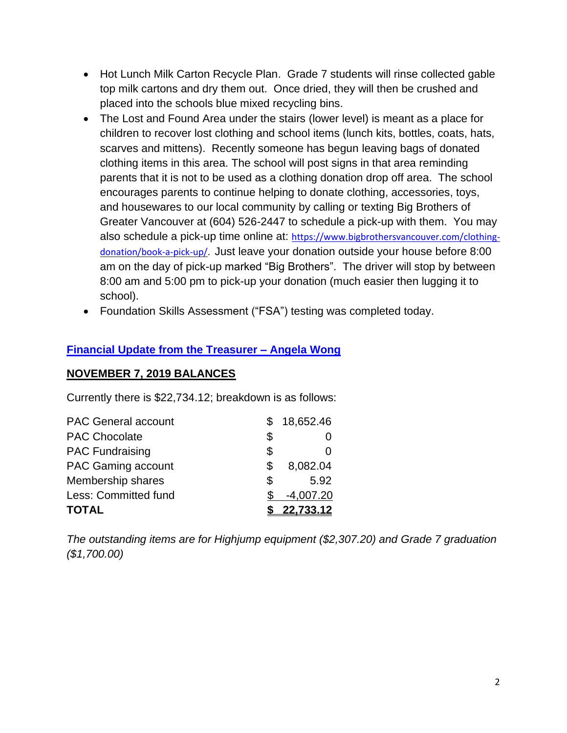- Hot Lunch Milk Carton Recycle Plan. Grade 7 students will rinse collected gable top milk cartons and dry them out. Once dried, they will then be crushed and placed into the schools blue mixed recycling bins.
- The Lost and Found Area under the stairs (lower level) is meant as a place for children to recover lost clothing and school items (lunch kits, bottles, coats, hats, scarves and mittens). Recently someone has begun leaving bags of donated clothing items in this area. The school will post signs in that area reminding parents that it is not to be used as a clothing donation drop off area. The school encourages parents to continue helping to donate clothing, accessories, toys, and housewares to our local community by calling or texting Big Brothers of Greater Vancouver at (604) 526-2447 to schedule a pick-up with them. You may also schedule a pick-up time online at: [https://www.bigbrothersvancouver.com/clothing-donation/book-a-pick-up/](https://www.bigbrothersvancouver.com/clothing-donation/book-a-pick-up/). Just leave your donation outside your house before 8:00 am on the day of pick-up marked "Big Brothers". The driver will stop by between 8:00 am and 5:00 pm to pick-up your donation (much easier then lugging it to school).
- Foundation Skills Assessment ("FSA") testing was completed today.

## Financial Update from the Treasurer – Angela Wong

### NOVEMBER 7, 2019 BALANCES

Currently there is $22,734.12; breakdown is as follows:

| | |
|---|---|
| PAC General account | $ 18,652.46 |
| PAC Chocolate | $ 0 |
| PAC Fundraising | $ 0 |
| PAC Gaming account | $ 8,082.04 |
| Membership shares | $ 5.92 |
| Less: Committed fund | $ -4,007.20 |
| **TOTAL** | **$ 22,733.12** |

*The outstanding items are for Highjump equipment ($2,307.20) and Grade 7 graduation ($1,700.00)*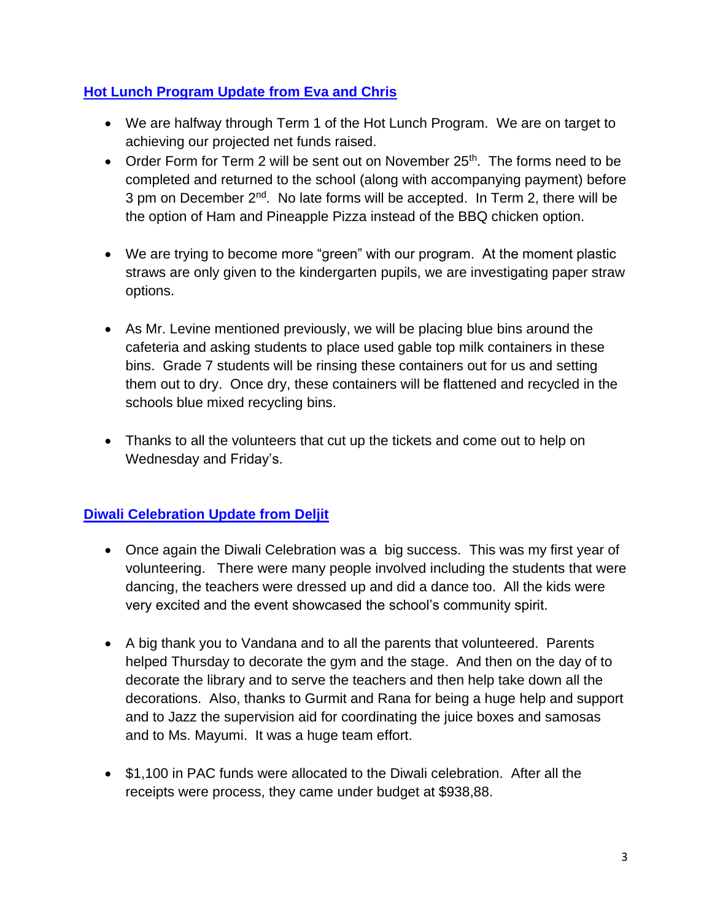## Hot Lunch Program Update from Eva and Chris

- We are halfway through Term 1 of the Hot Lunch Program. We are on target to achieving our projected net funds raised.
- Order Form for Term 2 will be sent out on November 25th. The forms need to be completed and returned to the school (along with accompanying payment) before 3 pm on December 2nd. No late forms will be accepted. In Term 2, there will be the option of Ham and Pineapple Pizza instead of the BBQ chicken option.
- We are trying to become more "green" with our program. At the moment plastic straws are only given to the kindergarten pupils, we are investigating paper straw options.
- As Mr. Levine mentioned previously, we will be placing blue bins around the cafeteria and asking students to place used gable top milk containers in these bins. Grade 7 students will be rinsing these containers out for us and setting them out to dry. Once dry, these containers will be flattened and recycled in the schools blue mixed recycling bins.
- Thanks to all the volunteers that cut up the tickets and come out to help on Wednesday and Friday's.

## Diwali Celebration Update from Deljit

- Once again the Diwali Celebration was a big success. This was my first year of volunteering. There were many people involved including the students that were dancing, the teachers were dressed up and did a dance too. All the kids were very excited and the event showcased the school's community spirit.
- A big thank you to Vandana and to all the parents that volunteered. Parents helped Thursday to decorate the gym and the stage. And then on the day of to decorate the library and to serve the teachers and then help take down all the decorations. Also, thanks to Gurmit and Rana for being a huge help and support and to Jazz the supervision aid for coordinating the juice boxes and samosas and to Ms. Mayumi. It was a huge team effort.
- $1,100 in PAC funds were allocated to the Diwali celebration. After all the receipts were process, they came under budget at $938,88.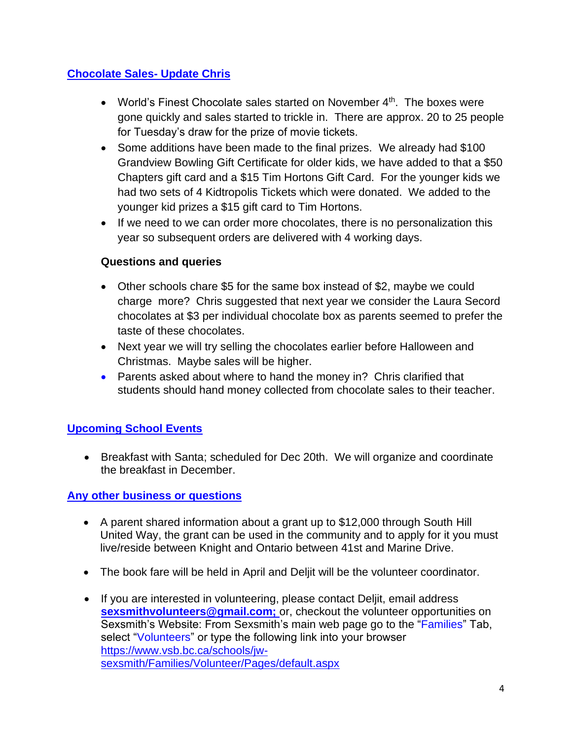## Chocolate Sales- Update Chris

- World's Finest Chocolate sales started on November 4th. The boxes were gone quickly and sales started to trickle in. There are approx. 20 to 25 people for Tuesday's draw for the prize of movie tickets.
- Some additions have been made to the final prizes. We already had $100 Grandview Bowling Gift Certificate for older kids, we have added to that a $50 Chapters gift card and a $15 Tim Hortons Gift Card. For the younger kids we had two sets of 4 Kidtropolis Tickets which were donated. We added to the younger kid prizes a $15 gift card to Tim Hortons.
- If we need to we can order more chocolates, there is no personalization this year so subsequent orders are delivered with 4 working days.

**Questions and queries**

- Other schools chare $5 for the same box instead of $2, maybe we could charge more? Chris suggested that next year we consider the Laura Secord chocolates at $3 per individual chocolate box as parents seemed to prefer the taste of these chocolates.
- Next year we will try selling the chocolates earlier before Halloween and Christmas. Maybe sales will be higher.
- Parents asked about where to hand the money in? Chris clarified that students should hand money collected from chocolate sales to their teacher.

## Upcoming School Events

- Breakfast with Santa; scheduled for Dec 20th. We will organize and coordinate the breakfast in December.

## Any other business or questions

- A parent shared information about a grant up to $12,000 through South Hill United Way, the grant can be used in the community and to apply for it you must live/reside between Knight and Ontario between 41st and Marine Drive.

- The book fare will be held in April and Deljit will be the volunteer coordinator.

- If you are interested in volunteering, please contact Deljit, email address **sexsmithvolunteers@gmail.com;** or, checkout the volunteer opportunities on Sexsmith's Website: From Sexsmith's main web page go to the "Families" Tab, select "Volunteers" or type the following link into your browser https://www.vsb.bc.ca/schools/jw-sexsmith/Families/Volunteer/Pages/default.aspx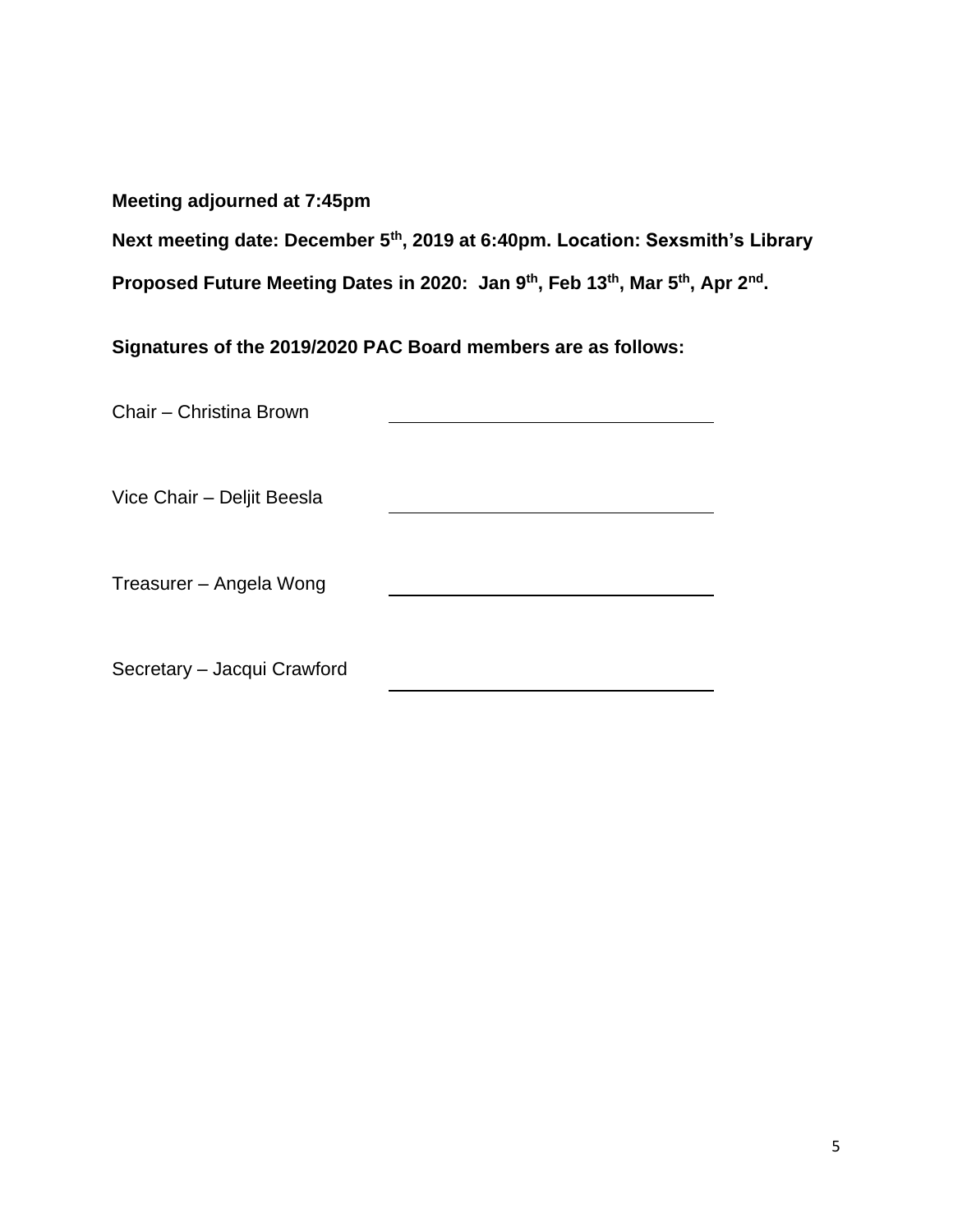**Meeting adjourned at 7:45pm**

**Next meeting date: December 5th, 2019 at 6:40pm. Location: Sexsmith's Library**

**Proposed Future Meeting Dates in 2020: Jan 9th, Feb 13th, Mar 5th, Apr 2nd.**

**Signatures of the 2019/2020 PAC Board members are as follows:**

Chair – Christina Brown \_\_\_\_\_\_\_\_\_\_\_\_\_\_\_\_\_\_\_\_\_\_\_\_\_\_\_\_\_\_

Vice Chair – Deljit Beesla \_\_\_\_\_\_\_\_\_\_\_\_\_\_\_\_\_\_\_\_\_\_\_\_\_\_\_\_\_\_

Treasurer – Angela Wong \_\_\_\_\_\_\_\_\_\_\_\_\_\_\_\_\_\_\_\_\_\_\_\_\_\_\_\_\_\_

Secretary – Jacqui Crawford \_\_\_\_\_\_\_\_\_\_\_\_\_\_\_\_\_\_\_\_\_\_\_\_\_\_\_\_\_\_